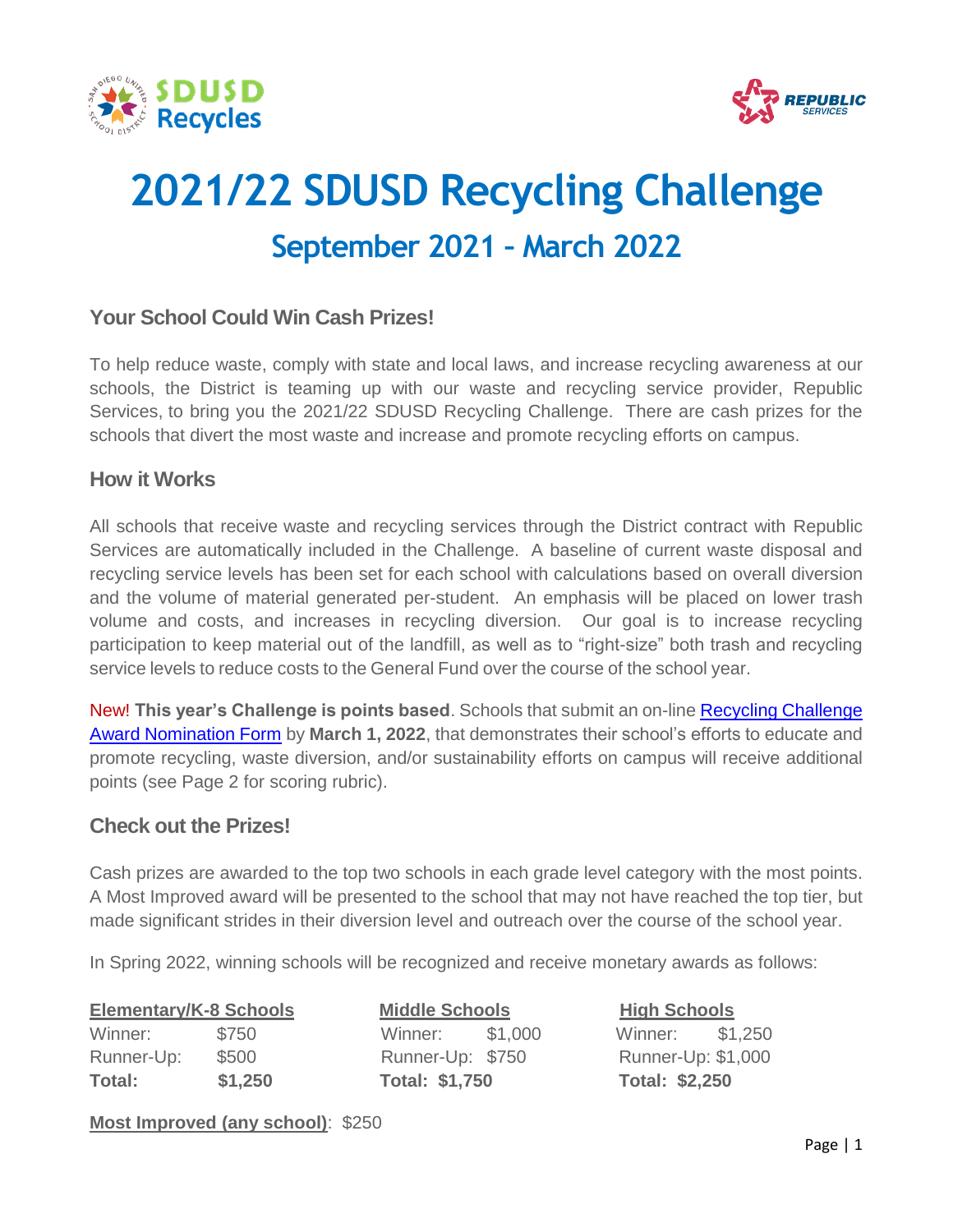# 2021/22 SDUSD Recycling Challenge

## September 2021 – March 2022

### Your School Could Win Cash Prizes!

To help reduce waste, comply with state and local laws, and increase recycling awareness at our schools, the District is teaming up with our waste and recycling service provider, Republic Services, to bring you the 2021/22 SDUSD Recycling Challenge. There are cash prizes for the schools that divert the most waste and increase and promote recycling efforts on campus.

### How it Works

All schools that receive waste and recycling services through the District contract with Republic Services are automatically included in the Challenge. A baseline of current waste disposal and recycling service levels has been set for each school with calculations based on overall diversion and the volume of material generated per-student. An emphasis will be placed on lower trash volume and costs, and increases in recycling diversion. Our goal is to increase recycling participation to keep material out of the landfill, as well as to "right-size" both trash and recycling service levels to reduce costs to the General Fund over the course of the school year.

New! **This year's Challenge is points based**. Schools that submit an on-line Recycling Challenge Award Nomination Form by **March 1, 2022**, that demonstrates their school's efforts to educate and promote recycling, waste diversion, and/or sustainability efforts on campus will receive additional points (see Page 2 for scoring rubric).

### Check out the Prizes!

Cash prizes are awarded to the top two schools in each grade level category with the most points. A Most Improved award will be presented to the school that may not have reached the top tier, but made significant strides in their diversion level and outreach over the course of the school year.

In Spring 2022, winning schools will be recognized and receive monetary awards as follows:

| Elementary/K-8 Schools | | Middle Schools | | High Schools | |
|---|---|---|---|---|---|
| Winner: | $750 | Winner: | $1,000 | Winner: | $1,250 |
| Runner-Up: | $500 | Runner-Up: | $750 | Runner-Up: | $1,000 |
| **Total:** | **$1,250** | **Total:** | **$1,750** | **Total:** | **$2,250** |

**Most Improved (any school)**: $250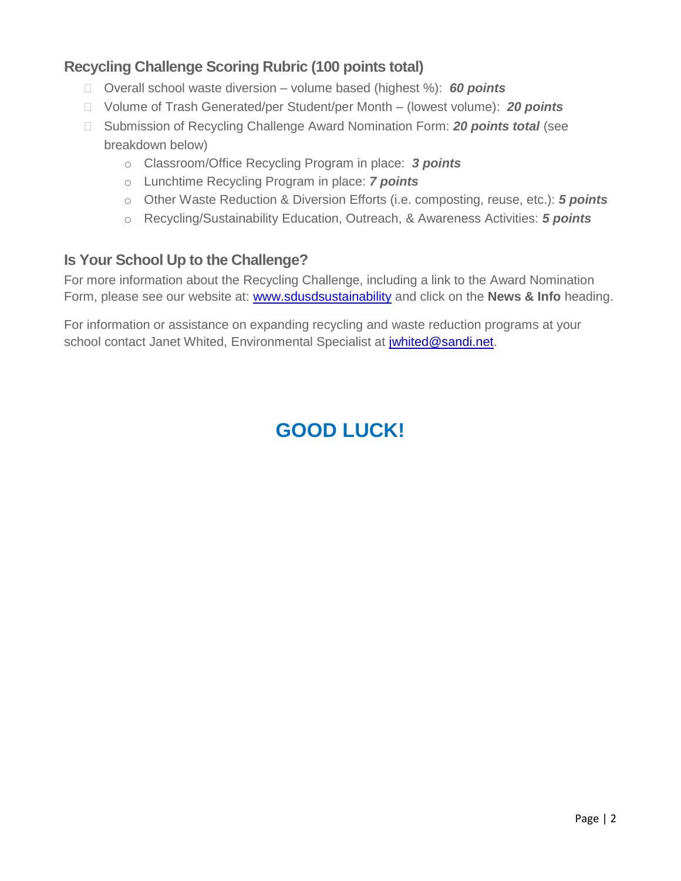## Recycling Challenge Scoring Rubric (100 points total)

- Overall school waste diversion – volume based (highest %): ***60 points***
- Volume of Trash Generated/per Student/per Month – (lowest volume): ***20 points***
- Submission of Recycling Challenge Award Nomination Form: ***20 points total*** (see breakdown below)
  - Classroom/Office Recycling Program in place: ***3 points***
  - Lunchtime Recycling Program in place: ***7 points***
  - Other Waste Reduction & Diversion Efforts (i.e. composting, reuse, etc.): ***5 points***
  - Recycling/Sustainability Education, Outreach, & Awareness Activities: ***5 points***

## Is Your School Up to the Challenge?

For more information about the Recycling Challenge, including a link to the Award Nomination Form, please see our website at: [www.sdusdsustainability](www.sdusdsustainability) and click on the **News & Info** heading.

For information or assistance on expanding recycling and waste reduction programs at your school contact Janet Whited, Environmental Specialist at [jwhited@sandi.net](mailto:jwhited@sandi.net).

# GOOD LUCK!